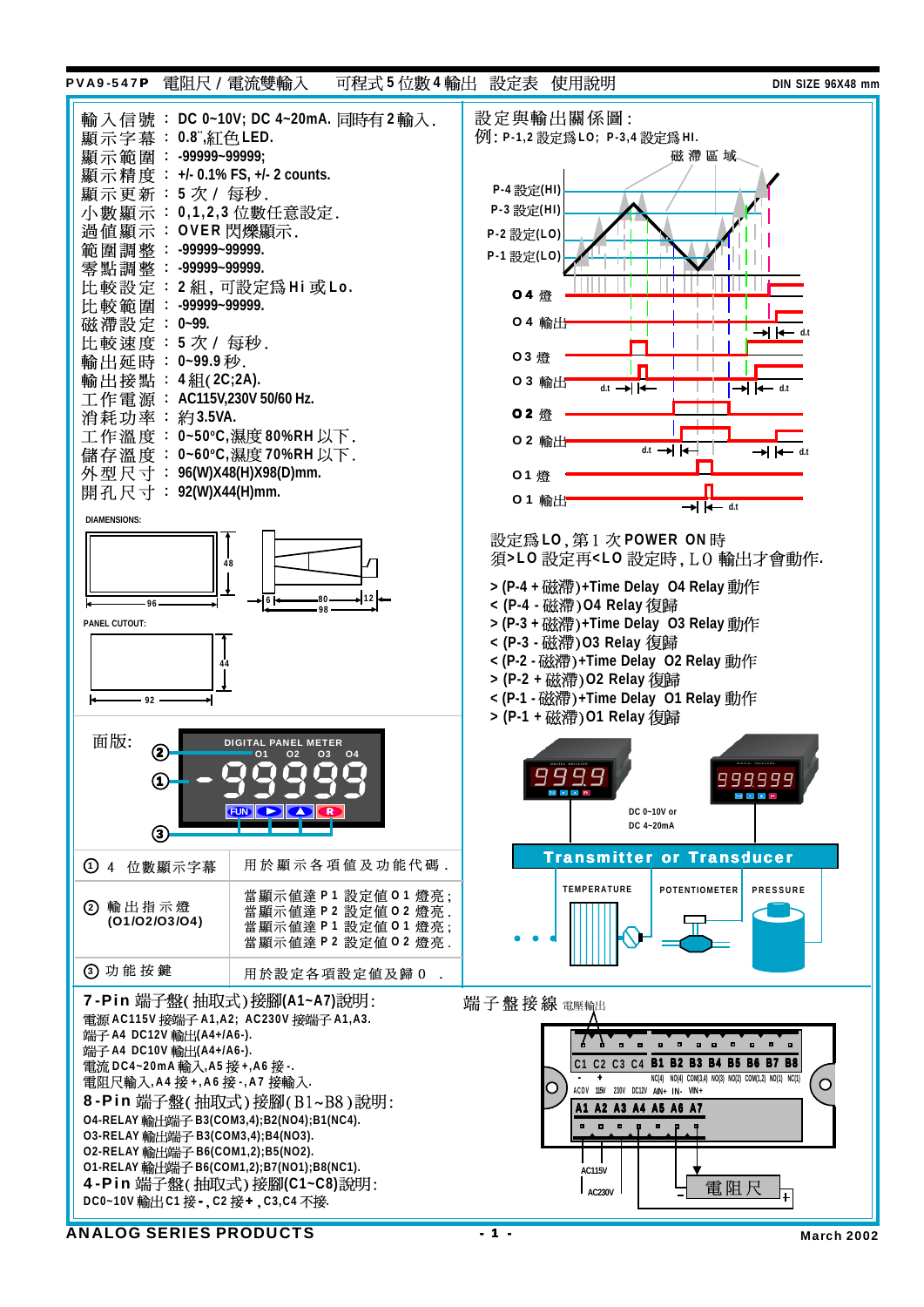**PVA9-547P** 電阻尺 / 電流雙輸入　可程式 5 位數 4 輸出　設定表　使用說明　DIN SIZE 96X48 mm

| | | |
|---|---|---|
| 輸入信號 | ： | DC 0~10V; DC 4~20mA. 同時有 2 輸入. |
| 顯示字幕 | ： | 0.8",紅色 LED. |
| 顯示範圍 | ： | -99999~99999; |
| 顯示精度 | ： | +/- 0.1% FS, +/- 2 counts. |
| 顯示更新 | ： | 5 次 / 每秒. |
| 小數顯示 | ： | 0,1,2,3 位數任意設定. |
| 過值顯示 | ： | OVER 閃爍顯示. |
| 範圍調整 | ： | -99999~99999. |
| 零點調整 | ： | -99999~99999. |
| 比較設定 | ： | 2 組, 可設定為 Hi 或 Lo. |
| 比較範圍 | ： | -99999~99999. |
| 磁滯設定 | ： | 0~99. |
| 比較速度 | ： | 5 次 / 每秒. |
| 輸出延時 | ： | 0~99.9 秒. |
| 輸出接點 | ： | 4 組( 2C;2A). |
| 工作電源 | ： | AC115V,230V 50/60 Hz. |
| 消耗功率 | ： | 約 3.5VA. |
| 工作溫度 | ： | 0~50°C,濕度 80%RH 以下. |
| 儲存溫度 | ： | 0~60°C,濕度 70%RH 以下. |
| 外型尺寸 | ： | 96(W)X48(H)X98(D)mm. |
| 開孔尺寸 | ： | 92(W)X44(H)mm. |

DIAMENSIONS:

PANEL CUTOUT:

面版:

| | |
|---|---|
| ① 4 位數顯示字幕 | 用於顯示各項值及功能代碼. |
| ② 輸出指示燈 (O1/O2/O3/O4) | 當顯示值達 P1 設定值 O1 燈亮;<br>當顯示值達 P2 設定值 O2 燈亮.<br>當顯示值達 P1 設定值 O1 燈亮;<br>當顯示值達 P2 設定值 O2 燈亮. |
| ③ 功能按鍵 | 用於設定各項設定值及歸 0 . |

## 設定與輸出關係圖:

例: P-1,2 設定為 LO; P-3,4 設定為 HI.

設定為 LO , 第 1 次 POWER ON 時
須>LO 設定再<LO 設定時, LO 輸出才會動作.

- \> (P-4 + 磁滯)+Time Delay O4 Relay 動作
- < (P-4 - 磁滯)O4 Relay 復歸
- \> (P-3 + 磁滯)+Time Delay O3 Relay 動作
- < (P-3 - 磁滯)O3 Relay 復歸
- < (P-2 - 磁滯)+Time Delay O2 Relay 動作
- \> (P-2 + 磁滯)O2 Relay 復歸
- < (P-1 - 磁滯)+Time Delay O1 Relay 動作
- \> (P-1 + 磁滯)O1 Relay 復歸

DC 0~10V or DC 4~20mA

Transmitter or Transducer

TEMPERATURE　POTENTIOMETER　PRESSURE

## 7-Pin 端子盤( 抽取式)接腳(A1~A7)說明:

電源 AC115V 接端子 A1,A2; AC230V 接端子 A1,A3.
端子 A4 DC12V 輸出(A4+/A6-).
端子 A4 DC10V 輸出(A4+/A6-).
電流 DC4~20mA 輸入,A5 接+,A6 接-.
電阻尺輸入,A4 接+,A6 接-,A7 接輸入.

## 8-Pin 端子盤( 抽取式)接腳( B1~B8 )說明:

O4-RELAY 輸出端子 B3(COM3,4);B2(NO4);B1(NC4).
O3-RELAY 輸出端子 B3(COM3,4);B4(NO3).
O2-RELAY 輸出端子 B6(COM1,2);B5(NO2).
O1-RELAY 輸出端子 B6(COM1,2);B7(NO1);B8(NC1).

## 4-Pin 端子盤( 抽取式)接腳(C1~C8)說明:

DC0~10V 輸出C1 接 - , C2 接 + , C3,C4 不接.

## 端子盤接線 電壓輸出

C1 C2 C3 C4 B1 B2 B3 B4 B5 B6 B7 B8
NC(4) NO(4) COM(3,4) NO(3) NO(2) COM(1,2) NO(1) NC(1)
AC0V 115V 230V DC12V AIN+ IN- VIN+
A1 A2 A3 A4 A5 A6 A7
AC115V AC230V 電阻尺

ANALOG SERIES PRODUCTS　March 2002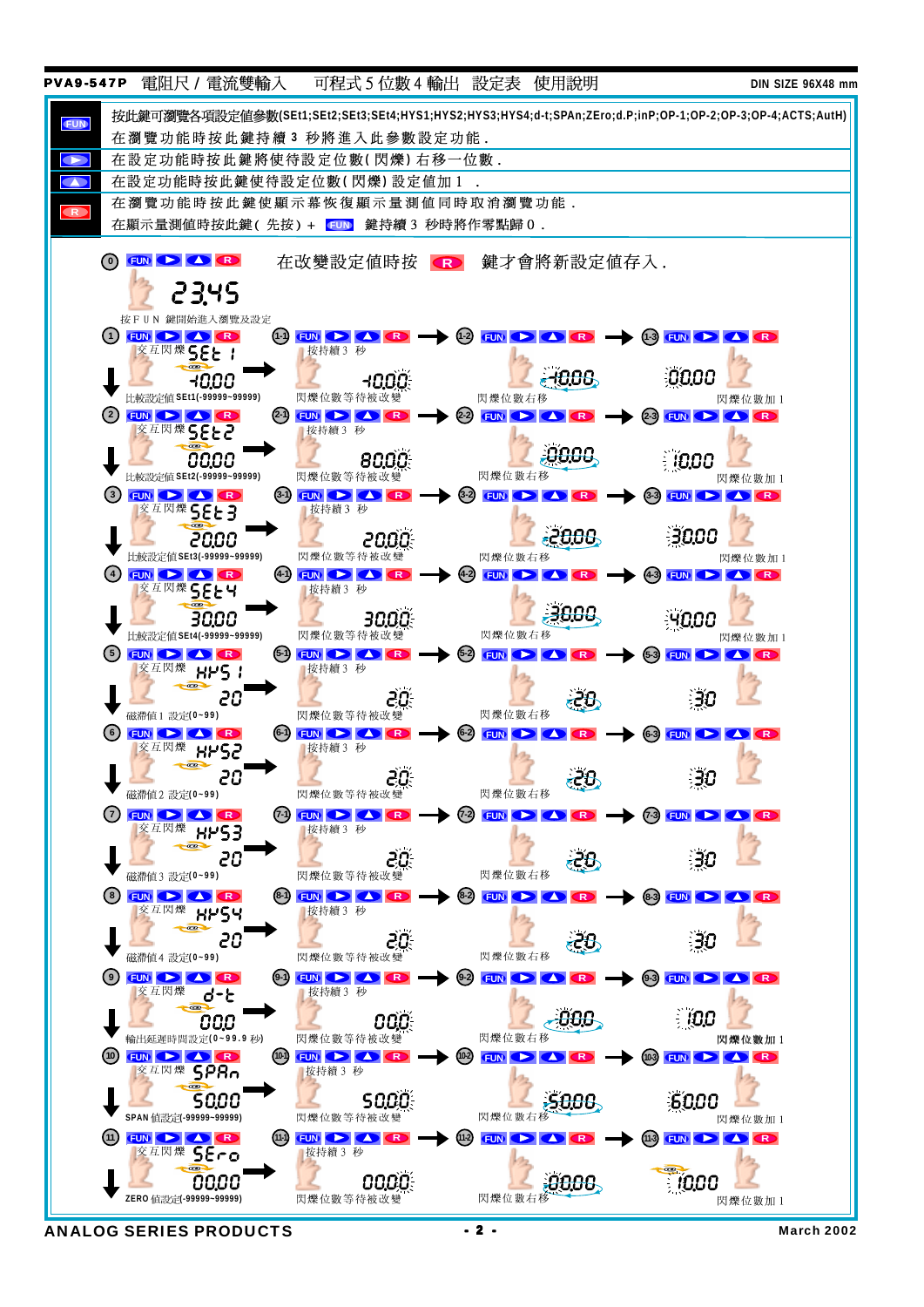**PVA9-547P** 電阻尺 / 電流雙輸入　可程式 5 位數 4 輸出　設定表　使用說明　DIN SIZE 96X48 mm

| 按鍵 | 說明 |
|---|---|
| FUN | 按此鍵可瀏覽各項設定值參數(SEt1;SEt2;SEt3;SEt4;HYS1;HYS2;HYS3;HYS4;d-t;SPAn;ZEro;d.P;inP;OP-1;OP-2;OP-3;OP-4;ACTS;AutH)<br>在瀏覽功能時按此鍵持續 3 秒將進入此參數設定功能. |
| ▶ | 在設定功能時按此鍵將使待設定位數(閃爍)右移一位數. |
| ▲ | 在設定功能時按此鍵使待設定位數(閃爍)設定值加 1 . |
| R | 在瀏覽功能時按此鍵使顯示幕恢復顯示量測值同時取消瀏覽功能.<br>在顯示量測值時按此鍵(先按) + FUN 鍵持續 3 秒時將作零點歸 0 . |

⓪ 23.45　在改變設定值時按 R 鍵才會將新設定值存入.

按ＦＵＮ 鍵開始進入瀏覽及設定

| 步驟 | 參數 (交互閃爍) | x-1 按持續 3 秒 | x-2 | x-3 |
|---|---|---|---|---|
| 1 | SEt 1 / 10.00<br>比較設定值 SEt1(-99999~99999) | 10.00 閃爍位數等待被改變 | 10.00 閃爍位數右移 | 00.00 閃爍位數加 1 |
| 2 | SEt 2 / 00.00<br>比較設定值 SEt2(-99999~99999) | 80.00 閃爍位數等待被改變 | 00.00 閃爍位數右移 | 10.00 閃爍位數加 1 |
| 3 | SEt 3 / 20.00<br>比較設定值 SEt3(-99999~99999) | 20.00 閃爍位數等待被改變 | 20.00 閃爍位數右移 | 30.00 閃爍位數加 1 |
| 4 | SEt 4 / 30.00<br>比較設定值 SEt4(-99999~99999) | 30.00 閃爍位數等待被改變 | 30.00 閃爍位數右移 | 40.00 閃爍位數加 1 |
| 5 | HYS 1 / 20<br>磁滯值 1 設定(0~99) | 20 閃爍位數等待被改變 | 20 閃爍位數右移 | 30 |
| 6 | HYS2 / 20<br>磁滯值 2 設定(0~99) | 20 閃爍位數等待被改變 | 20 閃爍位數右移 | 30 |
| 7 | HYS3 / 20<br>磁滯值 3 設定(0~99) | 20 閃爍位數等待被改變 | 20 閃爍位數右移 | 30 |
| 8 | HYS4 / 20<br>磁滯值 4 設定(0~99) | 20 閃爍位數等待被改變 | 20 閃爍位數右移 | 30 |
| 9 | d-t / 00.0<br>輸出延遲時間設定(0~99.9 秒) | 00.0 閃爍位數等待被改變 | 00.0 閃爍位數右移 | 10.0 閃爍位數加 1 |
| 10 | SPAn / 50.00<br>SPAN 值設定(-99999~99999) | 50.00 閃爍位數等待被改變 | 50.00 閃爍位數右移 | 60.00 閃爍位數加 1 |
| 11 | SEro / 00.00<br>ZERO 值設定(-99999~99999) | 00.00 閃爍位數等待被改變 | 00.00 閃爍位數右移 | 10.00 閃爍位數加 1 |

ANALOG SERIES PRODUCTS　March 2002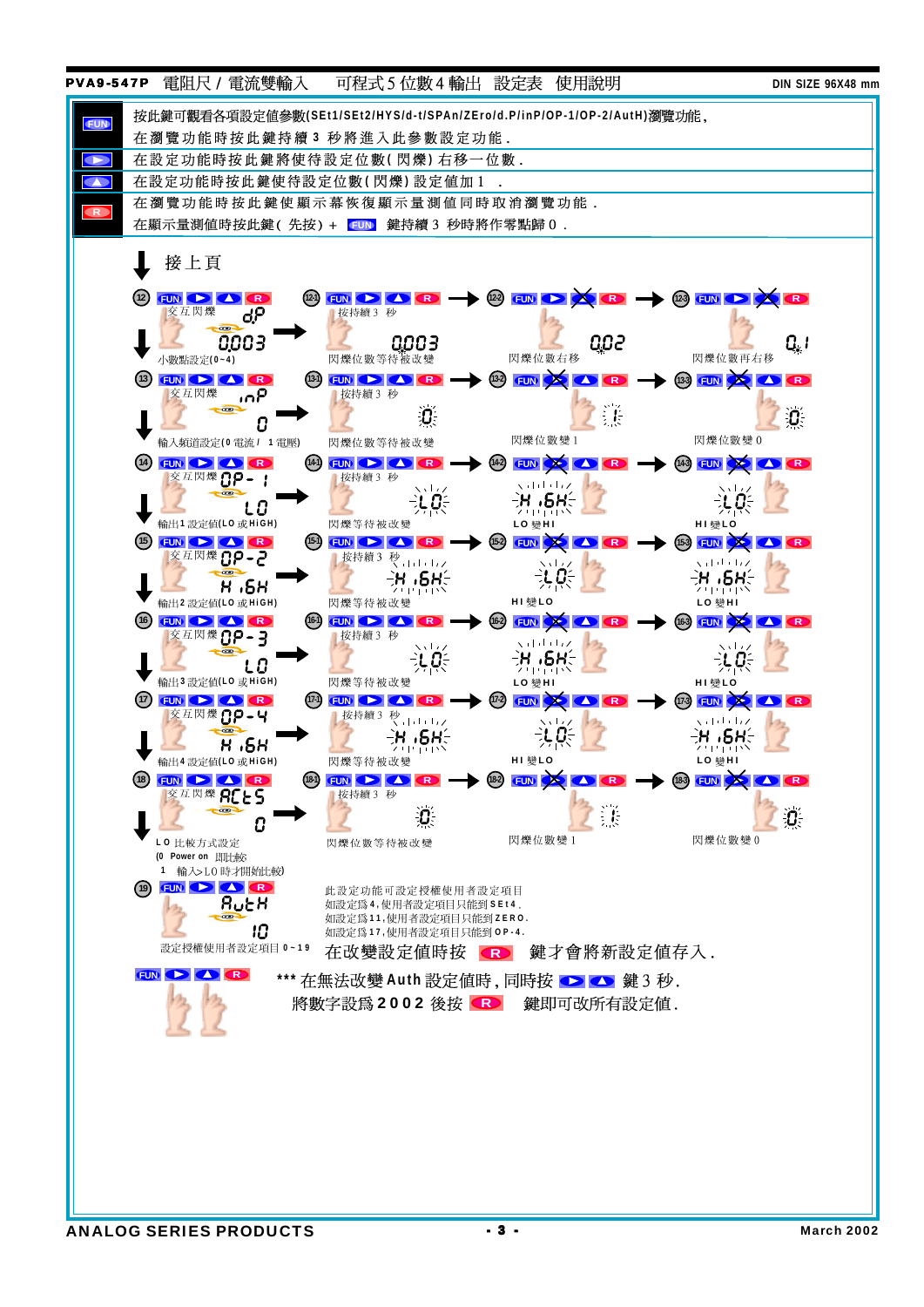**PVA9-547P** 電阻尺 / 電流雙輸入　可程式 5 位數 4 輸出　設定表　使用說明　　DIN SIZE 96X48 mm

| 按鍵 | 說明 |
| --- | --- |
| FUN | 按此鍵可觀看各項設定值參數(SEt1/SEt2/HYS/d-t/SPAn/ZEro/d.P/inP/OP-1/OP-2/AutH)瀏覽功能，在瀏覽功能時按此鍵持續 3 秒將進入此參數設定功能． |
| ▶ | 在設定功能時按此鍵將使待設定位數(閃爍)右移一位數． |
| ▲ | 在設定功能時按此鍵使待設定位數(閃爍)設定值加 1 ． |
| R | 在瀏覽功能時按此鍵使顯示幕恢復顯示量測值同時取消瀏覽功能．在顯示量測值時按此鍵(先按)＋ FUN 鍵持續 3 秒時將作零點歸 0 ． |

接上頁

⑫ 交互閃爍 dP / 0.003 — 小數點設定(0~4)
- 12-1 按持續 3 秒：0.003 閃爍位數等待被改變
- 12-2：0.02 閃爍位數右移
- 12-3：0.1 閃爍位數再右移

⑬ 交互閃爍 inP / 0 — 輸入頻道設定(0 電流 / 1 電壓)
- 13-1 按持續 3 秒：0 閃爍位數等待被改變
- 13-2：1 閃爍位數變 1
- 13-3：0 閃爍位數變 0

⑭ 交互閃爍 OP-1 / LO — 輸出1 設定值(LO 或 HIGH)
- 14-1 按持續 3 秒：LO 閃爍等待被改變
- 14-2：HIGH LO 變 HI
- 14-3：LO HI 變 LO

⑮ 交互閃爍 OP-2 / HIGH — 輸出2 設定值(LO 或 HIGH)
- 15-1 按持續 3 秒：HIGH 閃爍等待被改變
- 15-2：LO HI 變 LO
- 15-3：HIGH LO 變 HI

⑯ 交互閃爍 OP-3 / LO — 輸出3 設定值(LO 或 HIGH)
- 16-1 按持續 3 秒：LO 閃爍等待被改變
- 16-2：HIGH LO 變 HI
- 16-3：LO HI 變 LO

⑰ 交互閃爍 OP-4 / HIGH — 輸出4 設定值(LO 或 HIGH)
- 17-1 按持續 3 秒：HIGH 閃爍等待被改變
- 17-2：LO HI 變 LO
- 17-3：HIGH LO 變 HI

⑱ 交互閃爍 ACtS / 0 — LO 比較方式設定
(0 Power on 即比較
1 輸入>LO 時才開始比較)
- 18-1 按持續 3 秒：0 閃爍位數等待被改變
- 18-2：1 閃爍位數變 1
- 18-3：0 閃爍位數變 0

⑲ AutH / 10 — 設定授權使用者設定項目 0~19

此設定功能可設定授權使用者設定項目
如設定爲 4，使用者設定項目只能到 SEt4．
如設定爲 11，使用者設定項目只能到 ZERO．
如設定爲 17，使用者設定項目只能到 OP-4．

在改變設定值時按 R 鍵才會將新設定值存入．

\*\*\* 在無法改變 Auth 設定值時，同時按 ▶ ▲ 鍵 3 秒．
將數字設爲 2002 後按 R 鍵即可改所有設定值．

ANALOG SERIES PRODUCTS　　March 2002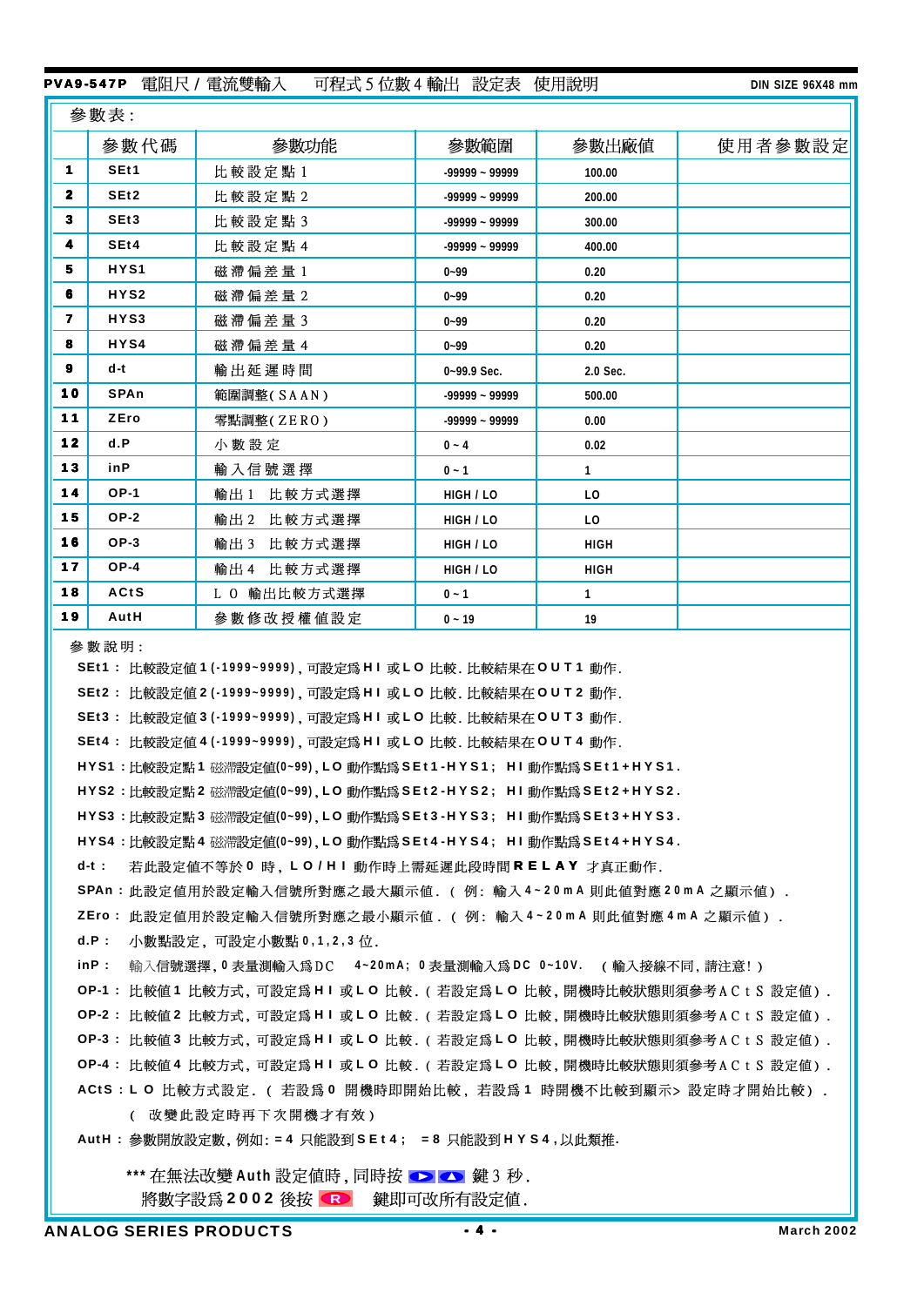**PVA9-547P** 電阻尺 / 電流雙輸入　可程式 5 位數 4 輸出　設定表　使用說明　DIN SIZE 96X48 mm

## 參數表:

| | 參數代碼 | 參數功能 | 參數範圍 | 參數出廠值 | 使用者參數設定 |
|---|---|---|---|---|---|
| 1 | SEt1 | 比較設定點 1 | -99999 ~ 99999 | 100.00 | |
| 2 | SEt2 | 比較設定點 2 | -99999 ~ 99999 | 200.00 | |
| 3 | SEt3 | 比較設定點 3 | -99999 ~ 99999 | 300.00 | |
| 4 | SEt4 | 比較設定點 4 | -99999 ~ 99999 | 400.00 | |
| 5 | HYS1 | 磁滯偏差量 1 | 0~99 | 0.20 | |
| 6 | HYS2 | 磁滯偏差量 2 | 0~99 | 0.20 | |
| 7 | HYS3 | 磁滯偏差量 3 | 0~99 | 0.20 | |
| 8 | HYS4 | 磁滯偏差量 4 | 0~99 | 0.20 | |
| 9 | d-t | 輸出延遲時間 | 0~99.9 Sec. | 2.0 Sec. | |
| 10 | SPAn | 範圍調整( SAAN ) | -99999 ~ 99999 | 500.00 | |
| 11 | ZEro | 零點調整( ZERO ) | -99999 ~ 99999 | 0.00 | |
| 12 | d.P | 小數設定 | 0 ~ 4 | 0.02 | |
| 13 | inP | 輸入信號選擇 | 0 ~ 1 | 1 | |
| 14 | OP-1 | 輸出 1　比較方式選擇 | HIGH / LO | LO | |
| 15 | OP-2 | 輸出 2　比較方式選擇 | HIGH / LO | LO | |
| 16 | OP-3 | 輸出 3　比較方式選擇 | HIGH / LO | HIGH | |
| 17 | OP-4 | 輸出 4　比較方式選擇 | HIGH / LO | HIGH | |
| 18 | ACtS | L O　輸出比較方式選擇 | 0 ~ 1 | 1 | |
| 19 | AutH | 參數修改授權值設定 | 0 ~ 19 | 19 | |

參數說明:

**SEt1 :** 比較設定值 1 (-1999~9999) , 可設定爲 H I 或 L O 比較. 比較結果在 O U T 1 動作.

**SEt2 :** 比較設定值 2 (-1999~9999) , 可設定爲 H I 或 L O 比較. 比較結果在 O U T 2 動作.

**SEt3 :** 比較設定值 3 (-1999~9999) , 可設定爲 H I 或 L O 比較. 比較結果在 O U T 3 動作.

**SEt4 :** 比較設定值 4 (-1999~9999) , 可設定爲 H I 或 L O 比較. 比較結果在 O U T 4 動作.

**HYS1 :** 比較設定點 1 磁滯設定值(0~99) , LO 動作點爲 SEt1-HYS1;  HI 動作點爲 SEt1+HYS1.

**HYS2 :** 比較設定點 2 磁滯設定值(0~99) , LO 動作點爲 SEt2-HYS2;  HI 動作點爲 SEt2+HYS2.

**HYS3 :** 比較設定點 3 磁滯設定值(0~99) , LO 動作點爲 SEt3-HYS3;  HI 動作點爲 SEt3+HYS3.

**HYS4 :** 比較設定點 4 磁滯設定值(0~99) , LO 動作點爲 SEt4-HYS4;  HI 動作點爲 SEt4+HYS4.

**d-t :** 若此設定值不等於 0 時, L O / H I 動作時上需延遲此段時間 **RELAY** 才真正動作.

**SPAn :** 此設定值用於設定輸入信號所對應之最大顯示值. ( 例: 輸入 4~20mA 則此值對應 20mA 之顯示值) .

**ZEro :** 此設定值用於設定輸入信號所對應之最小顯示值. ( 例: 輸入 4~20mA 則此值對應 4mA 之顯示值) .

**d.P :** 小數點設定, 可設定小數點 0,1,2,3 位.

**inP :** 輸入信號選擇, 0 表量測輸入爲 DC　4~20mA; 0 表量測輸入爲 DC 0~10V.　( 輸入接線不同, 請注意! )

**OP-1 :** 比較值 1 比較方式, 可設定爲 H I 或 L O 比較. ( 若設定爲 L O 比較, 開機時比較狀態則須參考 A C t S 設定值) .

**OP-2 :** 比較值 2 比較方式, 可設定爲 H I 或 L O 比較. ( 若設定爲 L O 比較, 開機時比較狀態則須參考 A C t S 設定值) .

**OP-3 :** 比較值 3 比較方式, 可設定爲 H I 或 L O 比較. ( 若設定爲 L O 比較, 開機時比較狀態則須參考 A C t S 設定值) .

**OP-4 :** 比較值 4 比較方式, 可設定爲 H I 或 L O 比較. ( 若設定爲 L O 比較, 開機時比較狀態則須參考 A C t S 設定值) .

**ACtS :** L O 比較方式設定. ( 若設爲 0 開機時即開始比較, 若設爲 1 時開機不比較到顯示> 設定時才開始比較) .
( 改變此設定時再下次開機才有效)

**AutH :** 參數開放設定數, 例如: =4 只能設到 SEt4;　=8 只能設到 HYS4 , 以此類推.

*** 在無法改變 Auth 設定值時, 同時按 ▶ ▲ 鍵 3 秒.
將數字設爲 **2002** 後按 R 鍵即可改所有設定值.

ANALOG SERIES PRODUCTS　March 2002